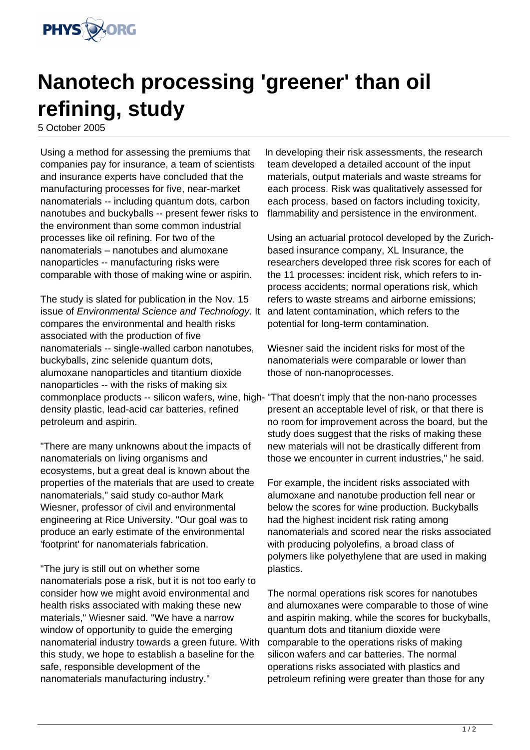# Nanotech processing 'greener' than oil refining, study

5 October 2005

Using a method for assessing the premiums that companies pay for insurance, a team of scientists and insurance experts have concluded that the manufacturing processes for five, near-market nanomaterials -- including quantum dots, carbon nanotubes and buckyballs -- present fewer risks to the environment than some common industrial processes like oil refining. For two of the nanomaterials – nanotubes and alumoxane nanoparticles -- manufacturing risks were comparable with those of making wine or aspirin.

The study is slated for publication in the Nov. 15 issue of *Environmental Science and Technology*. It compares the environmental and health risks associated with the production of five nanomaterials -- single-walled carbon nanotubes, buckyballs, zinc selenide quantum dots, alumoxane nanoparticles and titantium dioxide nanoparticles -- with the risks of making six commonplace products -- silicon wafers, wine, high-density plastic, lead-acid car batteries, refined petroleum and aspirin.

"There are many unknowns about the impacts of nanomaterials on living organisms and ecosystems, but a great deal is known about the properties of the materials that are used to create nanomaterials," said study co-author Mark Wiesner, professor of civil and environmental engineering at Rice University. "Our goal was to produce an early estimate of the environmental 'footprint' for nanomaterials fabrication.

"The jury is still out on whether some nanomaterials pose a risk, but it is not too early to consider how we might avoid environmental and health risks associated with making these new materials," Wiesner said. "We have a narrow window of opportunity to guide the emerging nanomaterial industry towards a green future. With this study, we hope to establish a baseline for the safe, responsible development of the nanomaterials manufacturing industry."

In developing their risk assessments, the research team developed a detailed account of the input materials, output materials and waste streams for each process. Risk was qualitatively assessed for each process, based on factors including toxicity, flammability and persistence in the environment.

Using an actuarial protocol developed by the Zurich-based insurance company, XL Insurance, the researchers developed three risk scores for each of the 11 processes: incident risk, which refers to in-process accidents; normal operations risk, which refers to waste streams and airborne emissions; and latent contamination, which refers to the potential for long-term contamination.

Wiesner said the incident risks for most of the nanomaterials were comparable or lower than those of non-nanoprocesses.

"That doesn't imply that the non-nano processes present an acceptable level of risk, or that there is no room for improvement across the board, but the study does suggest that the risks of making these new materials will not be drastically different from those we encounter in current industries," he said.

For example, the incident risks associated with alumoxane and nanotube production fell near or below the scores for wine production. Buckyballs had the highest incident risk rating among nanomaterials and scored near the risks associated with producing polyolefins, a broad class of polymers like polyethylene that are used in making plastics.

The normal operations risk scores for nanotubes and alumoxanes were comparable to those of wine and aspirin making, while the scores for buckyballs, quantum dots and titanium dioxide were comparable to the operations risks of making silicon wafers and car batteries. The normal operations risks associated with plastics and petroleum refining were greater than those for any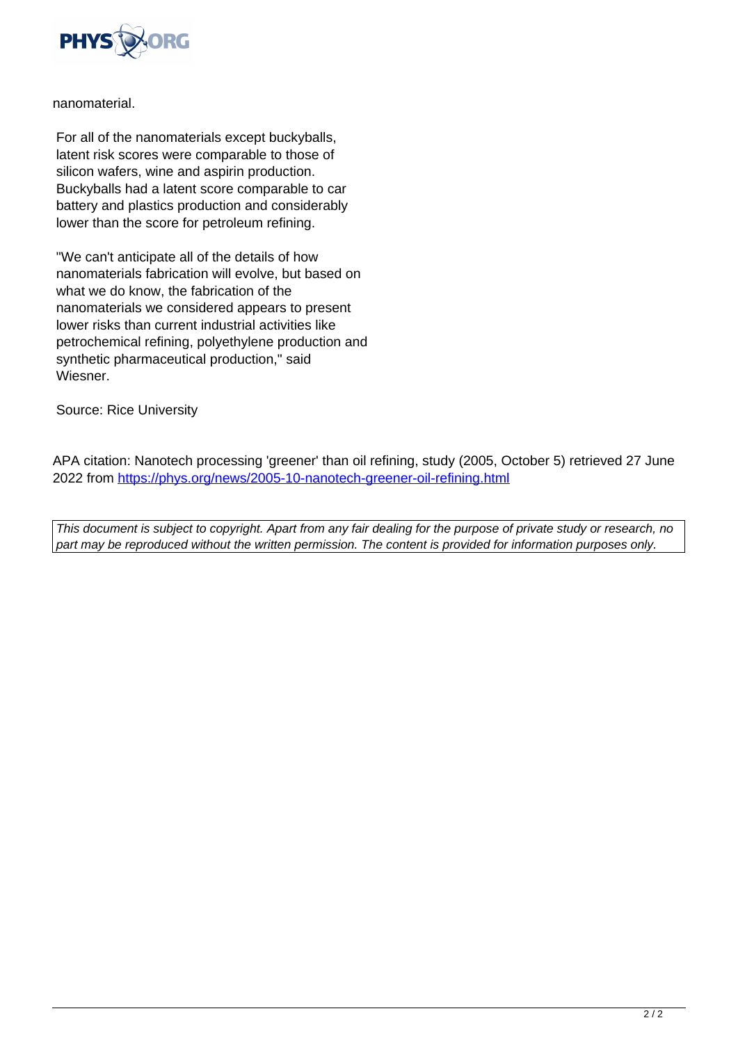nanomaterial.

For all of the nanomaterials except buckyballs, latent risk scores were comparable to those of silicon wafers, wine and aspirin production. Buckyballs had a latent score comparable to car battery and plastics production and considerably lower than the score for petroleum refining.

"We can't anticipate all of the details of how nanomaterials fabrication will evolve, but based on what we do know, the fabrication of the nanomaterials we considered appears to present lower risks than current industrial activities like petrochemical refining, polyethylene production and synthetic pharmaceutical production," said Wiesner.

Source: Rice University

APA citation: Nanotech processing 'greener' than oil refining, study (2005, October 5) retrieved 27 June 2022 from https://phys.org/news/2005-10-nanotech-greener-oil-refining.html

*This document is subject to copyright. Apart from any fair dealing for the purpose of private study or research, no part may be reproduced without the written permission. The content is provided for information purposes only.*